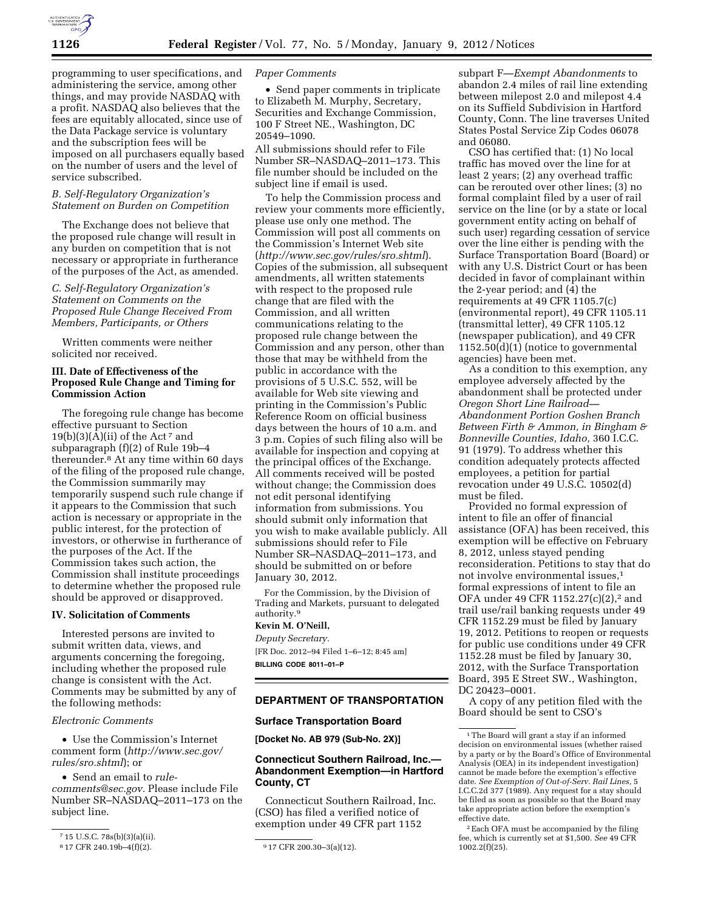programming to user specifications, and administering the service, among other things, and may provide NASDAQ with a profit. NASDAQ also believes that the fees are equitably allocated, since use of the Data Package service is voluntary and the subscription fees will be imposed on all purchasers equally based on the number of users and the level of service subscribed.

*B. Self-Regulatory Organization's Statement on Burden on Competition*

The Exchange does not believe that the proposed rule change will result in any burden on competition that is not necessary or appropriate in furtherance of the purposes of the Act, as amended.

*C. Self-Regulatory Organization's Statement on Comments on the Proposed Rule Change Received From Members, Participants, or Others*

Written comments were neither solicited nor received.

**III. Date of Effectiveness of the Proposed Rule Change and Timing for Commission Action**

The foregoing rule change has become effective pursuant to Section 19(b)(3)(A)(ii) of the Act [7] and subparagraph (f)(2) of Rule 19b–4 thereunder.[8] At any time within 60 days of the filing of the proposed rule change, the Commission summarily may temporarily suspend such rule change if it appears to the Commission that such action is necessary or appropriate in the public interest, for the protection of investors, or otherwise in furtherance of the purposes of the Act. If the Commission takes such action, the Commission shall institute proceedings to determine whether the proposed rule should be approved or disapproved.

**IV. Solicitation of Comments**

Interested persons are invited to submit written data, views, and arguments concerning the foregoing, including whether the proposed rule change is consistent with the Act. Comments may be submitted by any of the following methods:

*Electronic Comments*

- Use the Commission's Internet comment form (*http://www.sec.gov/rules/sro.shtml*); or
- Send an email to *rule-comments@sec.gov.* Please include File Number SR–NASDAQ–2011–173 on the subject line.

*Paper Comments*

- Send paper comments in triplicate to Elizabeth M. Murphy, Secretary, Securities and Exchange Commission, 100 F Street NE., Washington, DC 20549–1090.

All submissions should refer to File Number SR–NASDAQ–2011–173. This file number should be included on the subject line if email is used.

To help the Commission process and review your comments more efficiently, please use only one method. The Commission will post all comments on the Commission's Internet Web site (*http://www.sec.gov/rules/sro.shtml*). Copies of the submission, all subsequent amendments, all written statements with respect to the proposed rule change that are filed with the Commission, and all written communications relating to the proposed rule change between the Commission and any person, other than those that may be withheld from the public in accordance with the provisions of 5 U.S.C. 552, will be available for Web site viewing and printing in the Commission's Public Reference Room on official business days between the hours of 10 a.m. and 3 p.m. Copies of such filing also will be available for inspection and copying at the principal offices of the Exchange. All comments received will be posted without change; the Commission does not edit personal identifying information from submissions. You should submit only information that you wish to make available publicly. All submissions should refer to File Number SR–NASDAQ–2011–173, and should be submitted on or before January 30, 2012.

For the Commission, by the Division of Trading and Markets, pursuant to delegated authority.[9]

**Kevin M. O'Neill,**

*Deputy Secretary.*

[FR Doc. 2012–94 Filed 1–6–12; 8:45 am]

**BILLING CODE 8011–01–P**

[7] 15 U.S.C. 78s(b)(3)(a)(ii).

[8] 17 CFR 240.19b–4(f)(2).

[9] 17 CFR 200.30–3(a)(12).

## DEPARTMENT OF TRANSPORTATION

### Surface Transportation Board

**[Docket No. AB 979 (Sub-No. 2X)]**

### Connecticut Southern Railroad, Inc.—Abandonment Exemption—in Hartford County, CT

Connecticut Southern Railroad, Inc. (CSO) has filed a verified notice of exemption under 49 CFR part 1152 subpart F—*Exempt Abandonments* to abandon 2.4 miles of rail line extending between milepost 2.0 and milepost 4.4 on its Suffield Subdivision in Hartford County, Conn. The line traverses United States Postal Service Zip Codes 06078 and 06080.

CSO has certified that: (1) No local traffic has moved over the line for at least 2 years; (2) any overhead traffic can be rerouted over other lines; (3) no formal complaint filed by a user of rail service on the line (or by a state or local government entity acting on behalf of such user) regarding cessation of service over the line either is pending with the Surface Transportation Board (Board) or with any U.S. District Court or has been decided in favor of complainant within the 2-year period; and (4) the requirements at 49 CFR 1105.7(c) (environmental report), 49 CFR 1105.11 (transmittal letter), 49 CFR 1105.12 (newspaper publication), and 49 CFR 1152.50(d)(1) (notice to governmental agencies) have been met.

As a condition to this exemption, any employee adversely affected by the abandonment shall be protected under *Oregon Short Line Railroad—Abandonment Portion Goshen Branch Between Firth & Ammon, in Bingham & Bonneville Counties, Idaho,* 360 I.C.C. 91 (1979). To address whether this condition adequately protects affected employees, a petition for partial revocation under 49 U.S.C. 10502(d) must be filed.

Provided no formal expression of intent to file an offer of financial assistance (OFA) has been received, this exemption will be effective on February 8, 2012, unless stayed pending reconsideration. Petitions to stay that do not involve environmental issues,[1] formal expressions of intent to file an OFA under 49 CFR 1152.27(c)(2),[2] and trail use/rail banking requests under 49 CFR 1152.29 must be filed by January 19, 2012. Petitions to reopen or requests for public use conditions under 49 CFR 1152.28 must be filed by January 30, 2012, with the Surface Transportation Board, 395 E Street SW., Washington, DC 20423–0001.

A copy of any petition filed with the Board should be sent to CSO's

[1] The Board will grant a stay if an informed decision on environmental issues (whether raised by a party or by the Board's Office of Environmental Analysis (OEA) in its independent investigation) cannot be made before the exemption's effective date. *See Exemption of Out-of-Serv. Rail Lines,* 5 I.C.C.2d 377 (1989). Any request for a stay should be filed as soon as possible so that the Board may take appropriate action before the exemption's effective date.

[2] Each OFA must be accompanied by the filing fee, which is currently set at $1,500. *See* 49 CFR 1002.2(f)(25).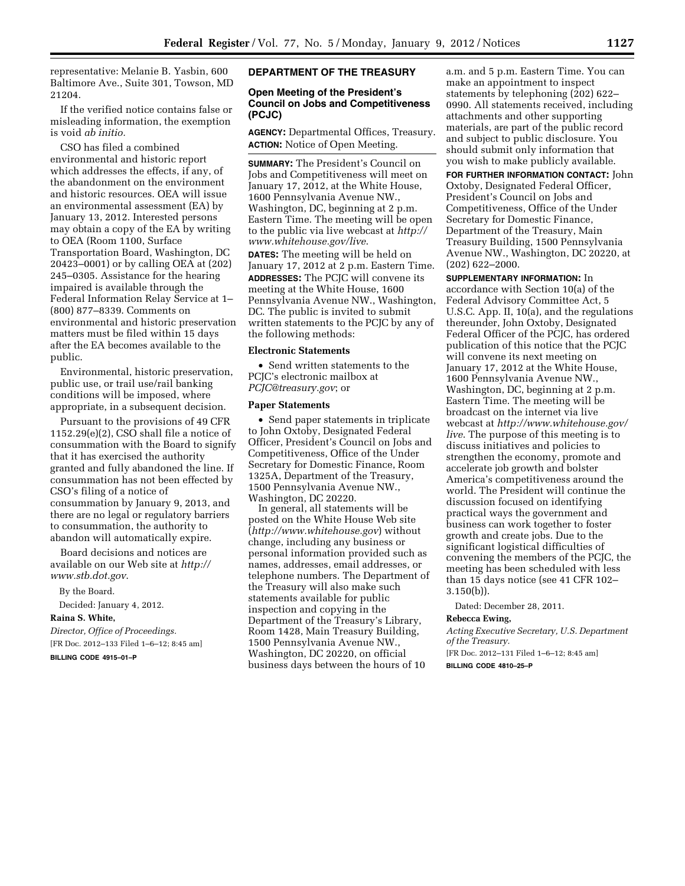representative: Melanie B. Yasbin, 600 Baltimore Ave., Suite 301, Towson, MD 21204.

If the verified notice contains false or misleading information, the exemption is void *ab initio.*

CSO has filed a combined environmental and historic report which addresses the effects, if any, of the abandonment on the environment and historic resources. OEA will issue an environmental assessment (EA) by January 13, 2012. Interested persons may obtain a copy of the EA by writing to OEA (Room 1100, Surface Transportation Board, Washington, DC 20423–0001) or by calling OEA at (202) 245–0305. Assistance for the hearing impaired is available through the Federal Information Relay Service at 1–(800) 877–8339. Comments on environmental and historic preservation matters must be filed within 15 days after the EA becomes available to the public.

Environmental, historic preservation, public use, or trail use/rail banking conditions will be imposed, where appropriate, in a subsequent decision.

Pursuant to the provisions of 49 CFR 1152.29(e)(2), CSO shall file a notice of consummation with the Board to signify that it has exercised the authority granted and fully abandoned the line. If consummation has not been effected by CSO's filing of a notice of consummation by January 9, 2013, and there are no legal or regulatory barriers to consummation, the authority to abandon will automatically expire.

Board decisions and notices are available on our Web site at *http://www.stb.dot.gov*.

By the Board.

Decided: January 4, 2012.

**Raina S. White,**

*Director, Office of Proceedings.*

[FR Doc. 2012–133 Filed 1–6–12; 8:45 am]

**BILLING CODE 4915–01–P**

## DEPARTMENT OF THE TREASURY

### Open Meeting of the President's Council on Jobs and Competitiveness (PCJC)

**AGENCY:** Departmental Offices, Treasury.

**ACTION:** Notice of Open Meeting.

**SUMMARY:** The President's Council on Jobs and Competitiveness will meet on January 17, 2012, at the White House, 1600 Pennsylvania Avenue NW., Washington, DC, beginning at 2 p.m. Eastern Time. The meeting will be open to the public via live webcast at *http://www.whitehouse.gov/live*.

**DATES:** The meeting will be held on January 17, 2012 at 2 p.m. Eastern Time.

**ADDRESSES:** The PCJC will convene its meeting at the White House, 1600 Pennsylvania Avenue NW., Washington, DC. The public is invited to submit written statements to the PCJC by any of the following methods:

#### Electronic Statements

- Send written statements to the PCJC's electronic mailbox at *PCJC@treasury.gov*; or

#### Paper Statements

- Send paper statements in triplicate to John Oxtoby, Designated Federal Officer, President's Council on Jobs and Competitiveness, Office of the Under Secretary for Domestic Finance, Room 1325A, Department of the Treasury, 1500 Pennsylvania Avenue NW., Washington, DC 20220.

In general, all statements will be posted on the White House Web site (*http://www.whitehouse.gov*) without change, including any business or personal information provided such as names, addresses, email addresses, or telephone numbers. The Department of the Treasury will also make such statements available for public inspection and copying in the Department of the Treasury's Library, Room 1428, Main Treasury Building, 1500 Pennsylvania Avenue NW., Washington, DC 20220, on official business days between the hours of 10 a.m. and 5 p.m. Eastern Time. You can make an appointment to inspect statements by telephoning (202) 622–0990. All statements received, including attachments and other supporting materials, are part of the public record and subject to public disclosure. You should submit only information that you wish to make publicly available.

**FOR FURTHER INFORMATION CONTACT:** John Oxtoby, Designated Federal Officer, President's Council on Jobs and Competitiveness, Office of the Under Secretary for Domestic Finance, Department of the Treasury, Main Treasury Building, 1500 Pennsylvania Avenue NW., Washington, DC 20220, at (202) 622–2000.

**SUPPLEMENTARY INFORMATION:** In accordance with Section 10(a) of the Federal Advisory Committee Act, 5 U.S.C. App. II, 10(a), and the regulations thereunder, John Oxtoby, Designated Federal Officer of the PCJC, has ordered publication of this notice that the PCJC will convene its next meeting on January 17, 2012 at the White House, 1600 Pennsylvania Avenue NW., Washington, DC, beginning at 2 p.m. Eastern Time. The meeting will be broadcast on the internet via live webcast at *http://www.whitehouse.gov/live*. The purpose of this meeting is to discuss initiatives and policies to strengthen the economy, promote and accelerate job growth and bolster America's competitiveness around the world. The President will continue the discussion focused on identifying practical ways the government and business can work together to foster growth and create jobs. Due to the significant logistical difficulties of convening the members of the PCJC, the meeting has been scheduled with less than 15 days notice (see 41 CFR 102–3.150(b)).

Dated: December 28, 2011.

**Rebecca Ewing,**

*Acting Executive Secretary, U.S. Department of the Treasury.*

[FR Doc. 2012–131 Filed 1–6–12; 8:45 am]

**BILLING CODE 4810–25–P**